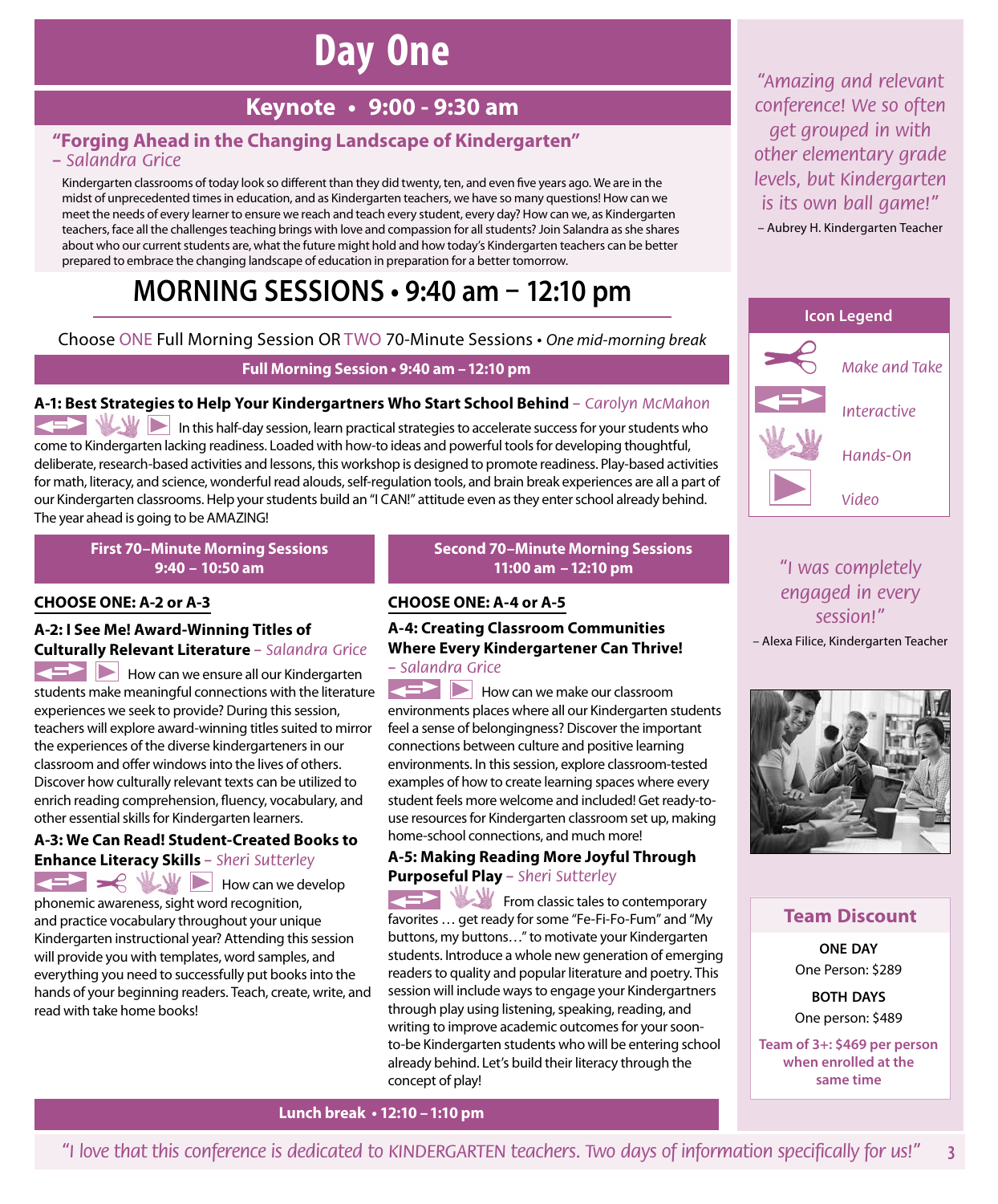# Day One

## Keynote • 9:00 - 9:30 am

### "Forging Ahead in the Changing Landscape of Kindergarten"

*– Salandra Grice*

Kindergarten classrooms of today look so different than they did twenty, ten, and even five years ago. We are in the midst of unprecedented times in education, and as Kindergarten teachers, we have so many questions! How can we meet the needs of every learner to ensure we reach and teach every student, every day? How can we, as Kindergarten teachers, face all the challenges teaching brings with love and compassion for all students? Join Salandra as she shares about who our current students are, what the future might hold and how today's Kindergarten teachers can be better prepared to embrace the changing landscape of education in preparation for a better tomorrow.

## MORNING SESSIONS • 9:40 am – 12:10 pm

Choose ONE Full Morning Session OR TWO 70-Minute Sessions • *One mid-morning break*

### Full Morning Session • 9:40 am – 12:10 pm

**A-1: Best Strategies to Help Your Kindergartners Who Start School Behind** – *Carolyn McMahon*

In this half-day session, learn practical strategies to accelerate success for your students who come to Kindergarten lacking readiness. Loaded with how-to ideas and powerful tools for developing thoughtful, deliberate, research-based activities and lessons, this workshop is designed to promote readiness. Play-based activities for math, literacy, and science, wonderful read alouds, self-regulation tools, and brain break experiences are all a part of our Kindergarten classrooms. Help your students build an "I CAN!" attitude even as they enter school already behind. The year ahead is going to be AMAZING!

### First 70–Minute Morning Sessions 9:40 – 10:50 am

**CHOOSE ONE: A-2 or A-3**

**A-2: I See Me! Award-Winning Titles of Culturally Relevant Literature** – *Salandra Grice*

How can we ensure all our Kindergarten students make meaningful connections with the literature experiences we seek to provide? During this session, teachers will explore award-winning titles suited to mirror the experiences of the diverse kindergarteners in our classroom and offer windows into the lives of others. Discover how culturally relevant texts can be utilized to enrich reading comprehension, fluency, vocabulary, and other essential skills for Kindergarten learners.

**A-3: We Can Read! Student-Created Books to Enhance Literacy Skills** – *Sheri Sutterley*

How can we develop phonemic awareness, sight word recognition, and practice vocabulary throughout your unique Kindergarten instructional year? Attending this session will provide you with templates, word samples, and everything you need to successfully put books into the hands of your beginning readers. Teach, create, write, and read with take home books!

### Second 70–Minute Morning Sessions 11:00 am – 12:10 pm

**CHOOSE ONE: A-4 or A-5**

**A-4: Creating Classroom Communities Where Every Kindergartener Can Thrive!** – *Salandra Grice*

How can we make our classroom environments places where all our Kindergarten students feel a sense of belongingness? Discover the important connections between culture and positive learning environments. In this session, explore classroom-tested examples of how to create learning spaces where every student feels more welcome and included! Get ready-to-use resources for Kindergarten classroom set up, making home-school connections, and much more!

**A-5: Making Reading More Joyful Through Purposeful Play** – *Sheri Sutterley*

From classic tales to contemporary favorites … get ready for some "Fe-Fi-Fo-Fum" and "My buttons, my buttons…" to motivate your Kindergarten students. Introduce a whole new generation of emerging readers to quality and popular literature and poetry. This session will include ways to engage your Kindergartners through play using listening, speaking, reading, and writing to improve academic outcomes for your soon-to-be Kindergarten students who will be entering school already behind. Let's build their literacy through the concept of play!

### Lunch break • 12:10 – 1:10 pm

*"Amazing and relevant conference! We so often get grouped in with other elementary grade levels, but Kindergarten is its own ball game!"*

– Aubrey H. Kindergarten Teacher

**Icon Legend**

- Make and Take
- Interactive
- Hands-On
- Video

*"I was completely engaged in every session!"*

– Alexa Filice, Kindergarten Teacher

**Team Discount**

**ONE DAY**
One Person: $289

**BOTH DAYS**
One person: $489

**Team of 3+: $469 per person when enrolled at the same time**

*"I love that this conference is dedicated to KINDERGARTEN teachers. Two days of information specifically for us!"*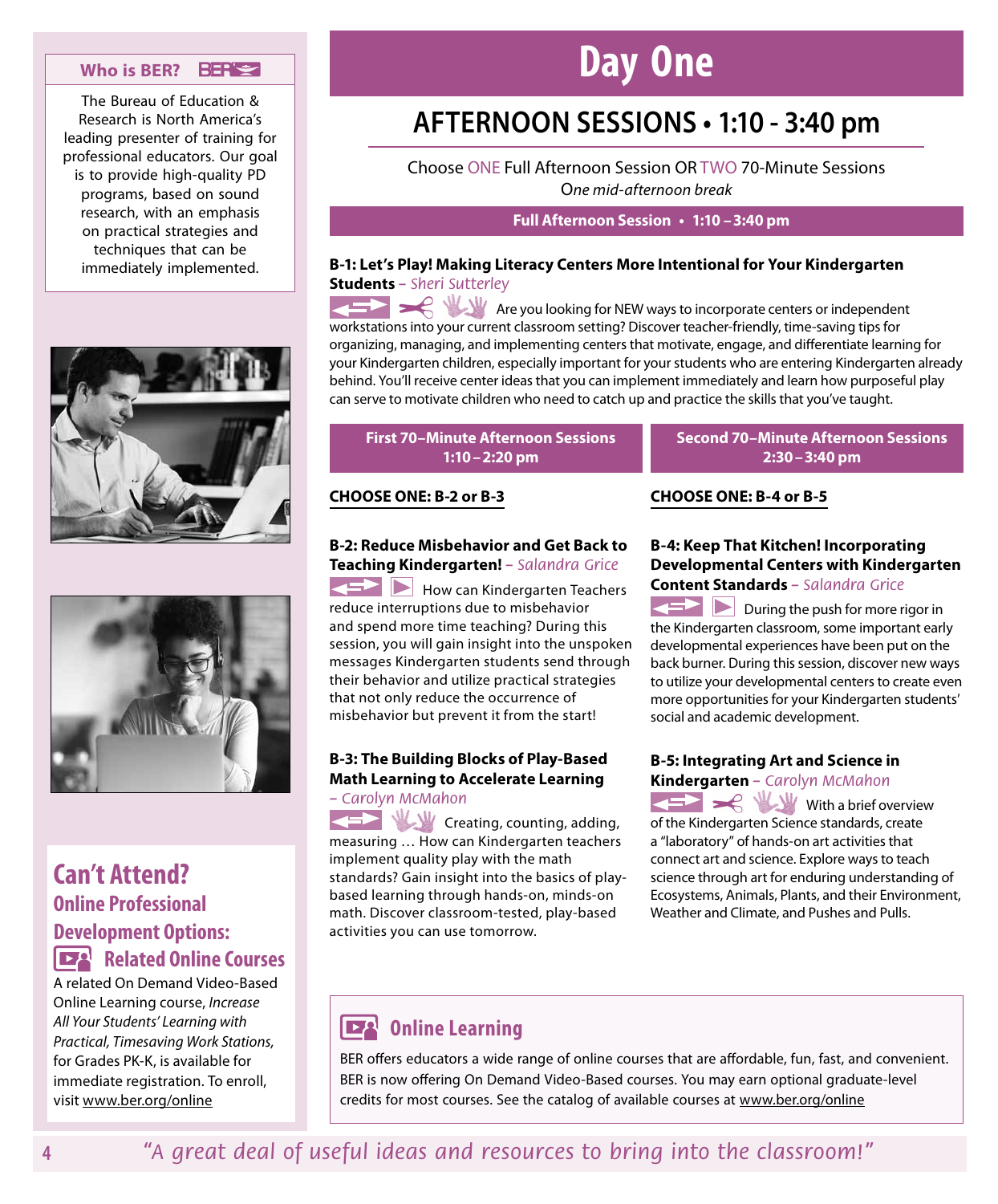### Who is BER?

The Bureau of Education & Research is North America's leading presenter of training for professional educators. Our goal is to provide high-quality PD programs, based on sound research, with an emphasis on practical strategies and techniques that can be immediately implemented.

## Can't Attend?

### Online Professional Development Options:

### Related Online Courses

A related On Demand Video-Based Online Learning course, *Increase All Your Students' Learning with Practical, Timesaving Work Stations,* for Grades PK-K, is available for immediate registration. To enroll, visit www.ber.org/online

# Day One

## AFTERNOON SESSIONS • 1:10 - 3:40 pm

Choose ONE Full Afternoon Session OR TWO 70-Minute Sessions

*One mid-afternoon break*

### Full Afternoon Session • 1:10 – 3:40 pm

**B-1: Let's Play! Making Literacy Centers More Intentional for Your Kindergarten Students** – *Sheri Sutterley*

Are you looking for NEW ways to incorporate centers or independent workstations into your current classroom setting? Discover teacher-friendly, time-saving tips for organizing, managing, and implementing centers that motivate, engage, and differentiate learning for your Kindergarten children, especially important for your students who are entering Kindergarten already behind. You'll receive center ideas that you can implement immediately and learn how purposeful play can serve to motivate children who need to catch up and practice the skills that you've taught.

### First 70–Minute Afternoon Sessions 1:10 – 2:20 pm

**CHOOSE ONE: B-2 or B-3**

**B-2: Reduce Misbehavior and Get Back to Teaching Kindergarten!** – *Salandra Grice*

How can Kindergarten Teachers reduce interruptions due to misbehavior and spend more time teaching? During this session, you will gain insight into the unspoken messages Kindergarten students send through their behavior and utilize practical strategies that not only reduce the occurrence of misbehavior but prevent it from the start!

**B-3: The Building Blocks of Play-Based Math Learning to Accelerate Learning** – *Carolyn McMahon*

Creating, counting, adding, measuring … How can Kindergarten teachers implement quality play with the math standards? Gain insight into the basics of play-based learning through hands-on, minds-on math. Discover classroom-tested, play-based activities you can use tomorrow.

### Second 70–Minute Afternoon Sessions 2:30 – 3:40 pm

**CHOOSE ONE: B-4 or B-5**

**B-4: Keep That Kitchen! Incorporating Developmental Centers with Kindergarten Content Standards** – *Salandra Grice*

During the push for more rigor in the Kindergarten classroom, some important early developmental experiences have been put on the back burner. During this session, discover new ways to utilize your developmental centers to create even more opportunities for your Kindergarten students' social and academic development.

**B-5: Integrating Art and Science in Kindergarten** – *Carolyn McMahon*

With a brief overview of the Kindergarten Science standards, create a "laboratory" of hands-on art activities that connect art and science. Explore ways to teach science through art for enduring understanding of Ecosystems, Animals, Plants, and their Environment, Weather and Climate, and Pushes and Pulls.

### Online Learning

BER offers educators a wide range of online courses that are affordable, fun, fast, and convenient. BER is now offering On Demand Video-Based courses. You may earn optional graduate-level credits for most courses. See the catalog of available courses at www.ber.org/online

*"A great deal of useful ideas and resources to bring into the classroom!"*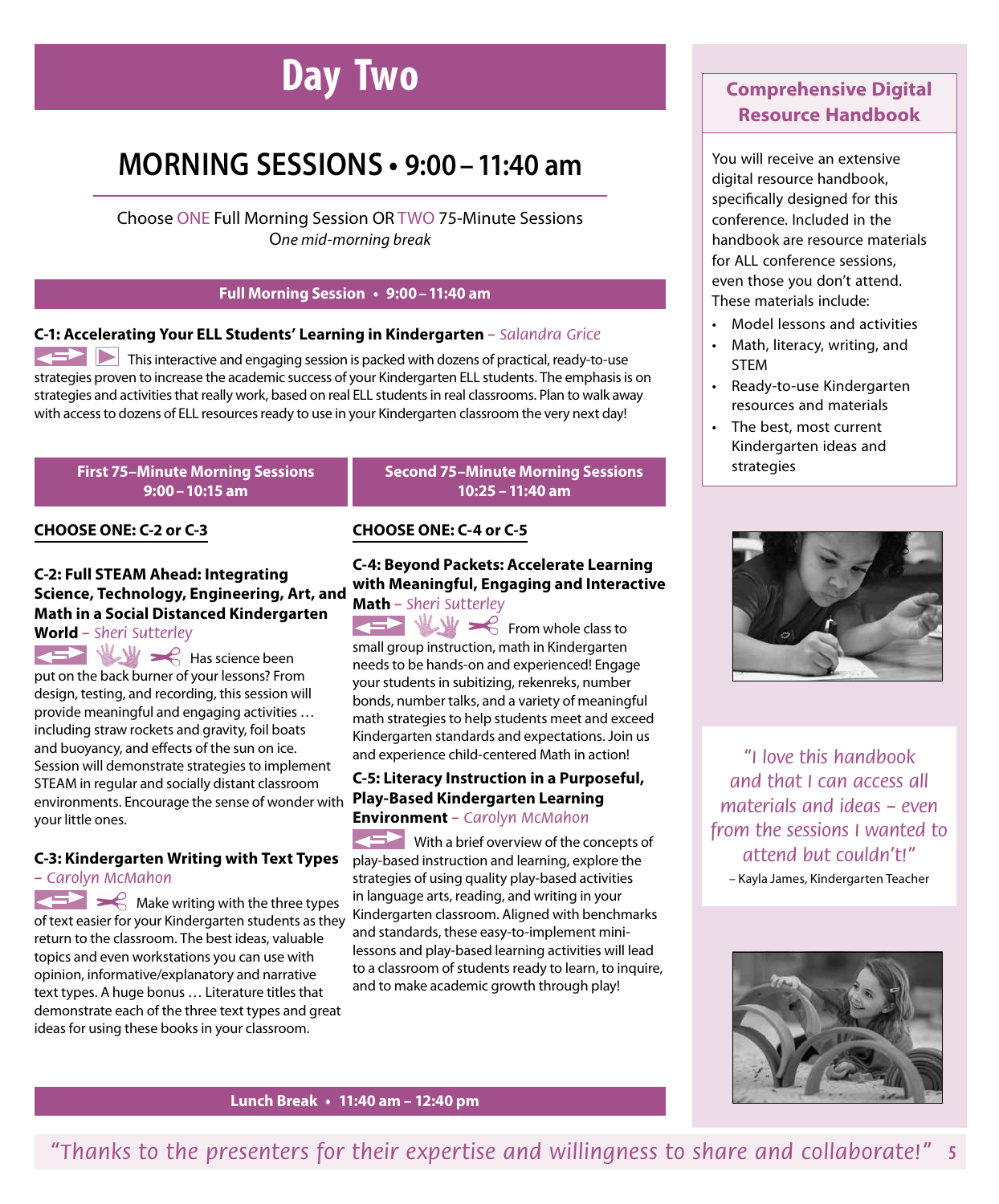# Day Two

## MORNING SESSIONS • 9:00 – 11:40 am

Choose ONE Full Morning Session OR TWO 75-Minute Sessions
*One mid-morning break*

### Full Morning Session • 9:00 – 11:40 am

**C-1: Accelerating Your ELL Students' Learning in Kindergarten** – *Salandra Grice*

This interactive and engaging session is packed with dozens of practical, ready-to-use strategies proven to increase the academic success of your Kindergarten ELL students. The emphasis is on strategies and activities that really work, based on real ELL students in real classrooms. Plan to walk away with access to dozens of ELL resources ready to use in your Kindergarten classroom the very next day!

### First 75–Minute Morning Sessions 9:00 – 10:15 am

**CHOOSE ONE: C-2 or C-3**

**C-2: Full STEAM Ahead: Integrating Science, Technology, Engineering, Art, and Math in a Social Distanced Kindergarten World** – *Sheri Sutterley*

Has science been put on the back burner of your lessons? From design, testing, and recording, this session will provide meaningful and engaging activities … including straw rockets and gravity, foil boats and buoyancy, and effects of the sun on ice. Session will demonstrate strategies to implement STEAM in regular and socially distant classroom environments. Encourage the sense of wonder with your little ones.

**C-3: Kindergarten Writing with Text Types** – *Carolyn McMahon*

Make writing with the three types of text easier for your Kindergarten students as they return to the classroom. The best ideas, valuable topics and even workstations you can use with opinion, informative/explanatory and narrative text types. A huge bonus … Literature titles that demonstrate each of the three text types and great ideas for using these books in your classroom.

### Second 75–Minute Morning Sessions 10:25 – 11:40 am

**CHOOSE ONE: C-4 or C-5**

**C-4: Beyond Packets: Accelerate Learning with Meaningful, Engaging and Interactive Math** – *Sheri Sutterley*

From whole class to small group instruction, math in Kindergarten needs to be hands-on and experienced! Engage your students in subitizing, rekenreks, number bonds, number talks, and a variety of meaningful math strategies to help students meet and exceed Kindergarten standards and expectations. Join us and experience child-centered Math in action!

**C-5: Literacy Instruction in a Purposeful, Play-Based Kindergarten Learning Environment** – *Carolyn McMahon*

With a brief overview of the concepts of play-based instruction and learning, explore the strategies of using quality play-based activities in language arts, reading, and writing in your Kindergarten classroom. Aligned with benchmarks and standards, these easy-to-implement mini-lessons and play-based learning activities will lead to a classroom of students ready to learn, to inquire, and to make academic growth through play!

### Lunch Break • 11:40 am – 12:40 pm

## Comprehensive Digital Resource Handbook

You will receive an extensive digital resource handbook, specifically designed for this conference. Included in the handbook are resource materials for ALL conference sessions, even those you don't attend. These materials include:

- Model lessons and activities
- Math, literacy, writing, and STEM
- Ready-to-use Kindergarten resources and materials
- The best, most current Kindergarten ideas and strategies

*"I love this handbook and that I can access all materials and ideas – even from the sessions I wanted to attend but couldn't!"*
– Kayla James, Kindergarten Teacher

*"Thanks to the presenters for their expertise and willingness to share and collaborate!"*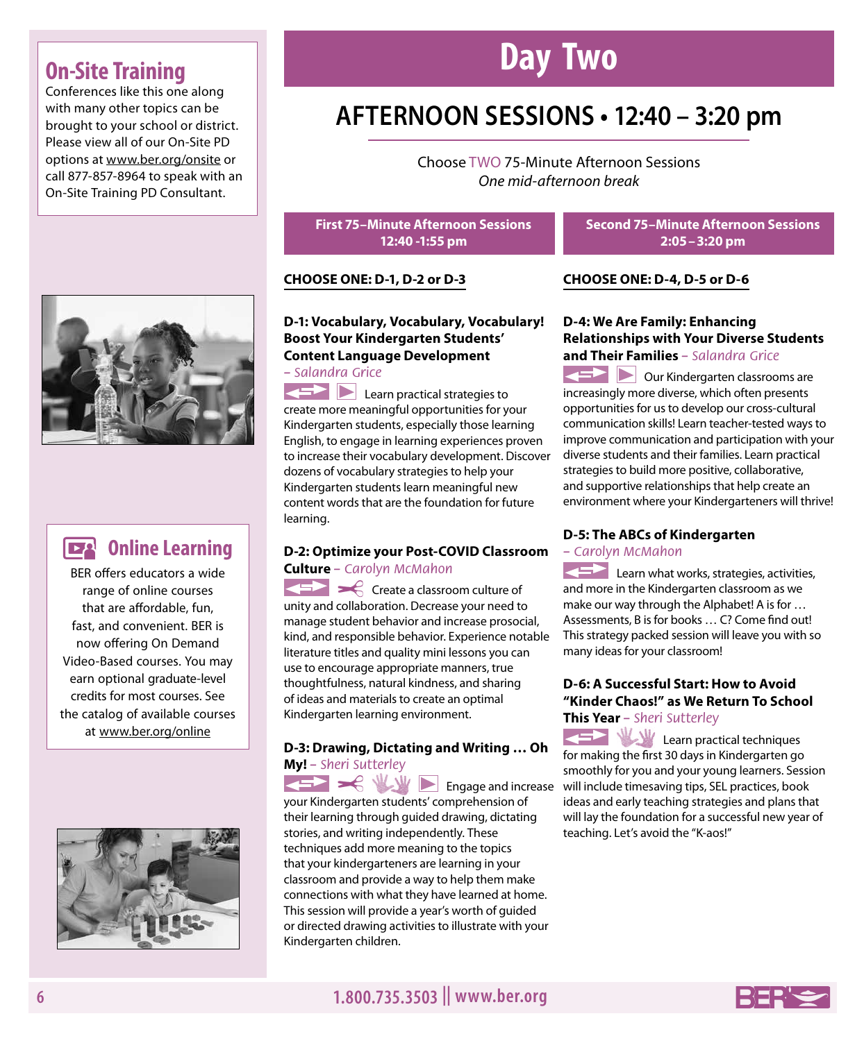## On-Site Training

Conferences like this one along with many other topics can be brought to your school or district. Please view all of our On-Site PD options at www.ber.org/onsite or call 877-857-8964 to speak with an On-Site Training PD Consultant.

## Online Learning

BER offers educators a wide range of online courses that are affordable, fun, fast, and convenient. BER is now offering On Demand Video-Based courses. You may earn optional graduate-level credits for most courses. See the catalog of available courses at www.ber.org/online

# Day Two

## AFTERNOON SESSIONS • 12:40 – 3:20 pm

Choose TWO 75-Minute Afternoon Sessions
*One mid-afternoon break*

### First 75–Minute Afternoon Sessions 12:40 -1:55 pm

**CHOOSE ONE: D-1, D-2 or D-3**

**D-1: Vocabulary, Vocabulary, Vocabulary! Boost Your Kindergarten Students' Content Language Development** – *Salandra Grice*

Learn practical strategies to create more meaningful opportunities for your Kindergarten students, especially those learning English, to engage in learning experiences proven to increase their vocabulary development. Discover dozens of vocabulary strategies to help your Kindergarten students learn meaningful new content words that are the foundation for future learning.

**D-2: Optimize your Post-COVID Classroom Culture** – *Carolyn McMahon*

Create a classroom culture of unity and collaboration. Decrease your need to manage student behavior and increase prosocial, kind, and responsible behavior. Experience notable literature titles and quality mini lessons you can use to encourage appropriate manners, true thoughtfulness, natural kindness, and sharing of ideas and materials to create an optimal Kindergarten learning environment.

**D-3: Drawing, Dictating and Writing … Oh My!** – *Sheri Sutterley*

Engage and increase your Kindergarten students' comprehension of their learning through guided drawing, dictating stories, and writing independently. These techniques add more meaning to the topics that your kindergarteners are learning in your classroom and provide a way to help them make connections with what they have learned at home. This session will provide a year's worth of guided or directed drawing activities to illustrate with your Kindergarten children.

### Second 75–Minute Afternoon Sessions 2:05 – 3:20 pm

**CHOOSE ONE: D-4, D-5 or D-6**

**D-4: We Are Family: Enhancing Relationships with Your Diverse Students and Their Families** – *Salandra Grice*

Our Kindergarten classrooms are increasingly more diverse, which often presents opportunities for us to develop our cross-cultural communication skills! Learn teacher-tested ways to improve communication and participation with your diverse students and their families. Learn practical strategies to build more positive, collaborative, and supportive relationships that help create an environment where your Kindergarteners will thrive!

**D-5: The ABCs of Kindergarten** – *Carolyn McMahon*

Learn what works, strategies, activities, and more in the Kindergarten classroom as we make our way through the Alphabet! A is for … Assessments, B is for books … C? Come find out! This strategy packed session will leave you with so many ideas for your classroom!

**D-6: A Successful Start: How to Avoid "Kinder Chaos!" as We Return To School This Year** – *Sheri Sutterley*

Learn practical techniques for making the first 30 days in Kindergarten go smoothly for you and your young learners. Session will include timesaving tips, SEL practices, book ideas and early teaching strategies and plans that will lay the foundation for a successful new year of teaching. Let's avoid the "K-aos!"